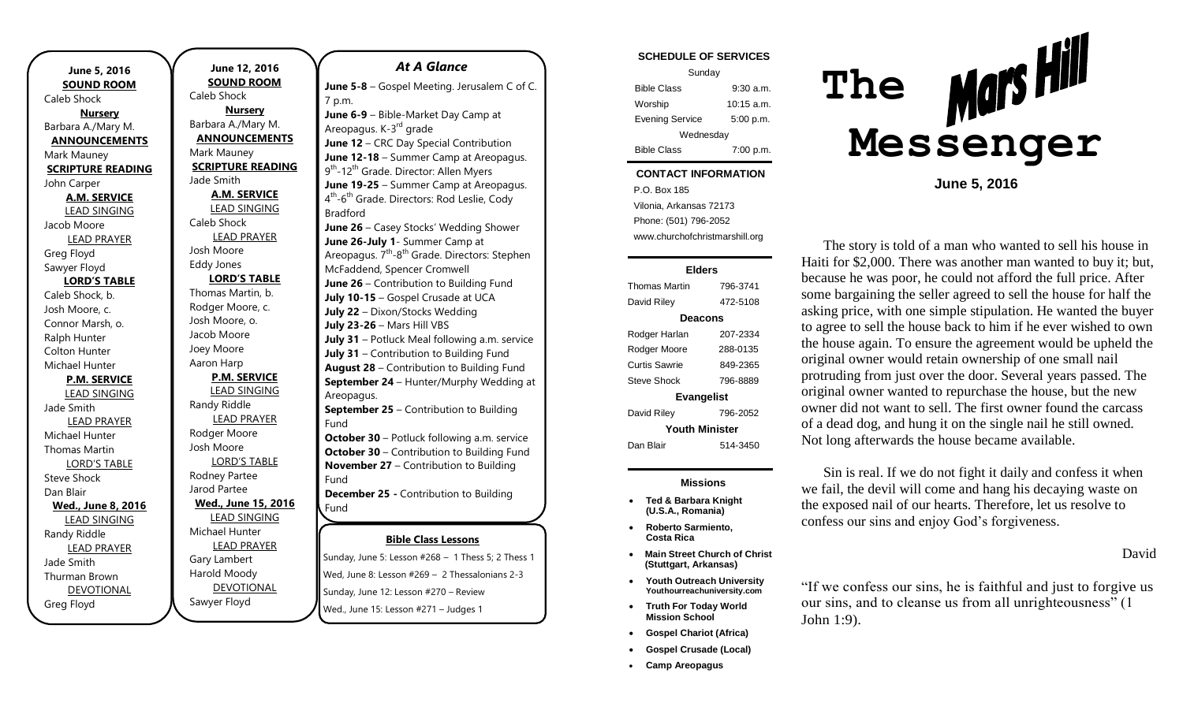**June 5, 2016**

**SOUND ROOM**
Caleb Shock

**Nursery**
Barbara A./Mary M.

**ANNOUNCEMENTS**
Mark Mauney

**SCRIPTURE READING**
John Carper

**A.M. SERVICE**

LEAD SINGING
Jacob Moore

LEAD PRAYER
Greg Floyd
Sawyer Floyd

**LORD'S TABLE**
Caleb Shock, b.
Josh Moore, c.
Connor Marsh, o.
Ralph Hunter
Colton Hunter
Michael Hunter

**P.M. SERVICE**

LEAD SINGING
Jade Smith

LEAD PRAYER
Michael Hunter
Thomas Martin

LORD'S TABLE
Steve Shock
Dan Blair

**Wed., June 8, 2016**

LEAD SINGING
Randy Riddle

LEAD PRAYER
Jade Smith
Thurman Brown

DEVOTIONAL
Greg Floyd

**June 12, 2016**

**SOUND ROOM**
Caleb Shock

**Nursery**
Barbara A./Mary M.

**ANNOUNCEMENTS**
Mark Mauney

**SCRIPTURE READING**
Jade Smith

**A.M. SERVICE**

LEAD SINGING
Caleb Shock

LEAD PRAYER
Josh Moore
Eddy Jones

**LORD'S TABLE**
Thomas Martin, b.
Rodger Moore, c.
Josh Moore, o.
Jacob Moore
Joey Moore
Aaron Harp

**P.M. SERVICE**

LEAD SINGING
Randy Riddle

LEAD PRAYER
Rodger Moore
Josh Moore

LORD'S TABLE
Rodney Partee
Jarod Partee

**Wed., June 15, 2016**

LEAD SINGING
Michael Hunter

LEAD PRAYER
Gary Lambert
Harold Moody

DEVOTIONAL
Sawyer Floyd

## *At A Glance*

**June 5-8** – Gospel Meeting. Jerusalem C of C. 7 p.m.
**June 6-9** – Bible-Market Day Camp at Areopagus. K-3rd grade
**June 12** – CRC Day Special Contribution
**June 12-18** – Summer Camp at Areopagus. 9th-12th Grade. Director: Allen Myers
**June 19-25** – Summer Camp at Areopagus. 4th-6th Grade. Directors: Rod Leslie, Cody Bradford
**June 26** – Casey Stocks' Wedding Shower
**June 26-July 1**- Summer Camp at Areopagus. 7th-8th Grade. Directors: Stephen McFaddend, Spencer Cromwell
**June 26** – Contribution to Building Fund
**July 10-15** – Gospel Crusade at UCA
**July 22** – Dixon/Stocks Wedding
**July 23-26** – Mars Hill VBS
**July 31** – Potluck Meal following a.m. service
**July 31** – Contribution to Building Fund
**August 28** – Contribution to Building Fund
**September 24** – Hunter/Murphy Wedding at Areopagus.
**September 25** – Contribution to Building Fund
**October 30** – Potluck following a.m. service
**October 30** – Contribution to Building Fund
**November 27** – Contribution to Building Fund
**December 25 -** Contribution to Building Fund

**Bible Class Lessons**

Sunday, June 5: Lesson #268 – 1 Thess 5; 2 Thess 1
Wed, June 8: Lesson #269 – 2 Thessalonians 2-3
Sunday, June 12: Lesson #270 – Review
Wed., June 15: Lesson #271 – Judges 1

**SCHEDULE OF SERVICES**

| Sunday | |
|---|---|
| Bible Class | 9:30 a.m. |
| Worship | 10:15 a.m. |
| Evening Service | 5:00 p.m. |
| Wednesday | |
| Bible Class | 7:00 p.m. |

**CONTACT INFORMATION**

P.O. Box 185
Vilonia, Arkansas 72173
Phone: (501) 796-2052
www.churchofchristmarshill.org

**Elders**

| | |
|---|---|
| Thomas Martin | 796-3741 |
| David Riley | 472-5108 |

**Deacons**

| | |
|---|---|
| Rodger Harlan | 207-2334 |
| Rodger Moore | 288-0135 |
| Curtis Sawrie | 849-2365 |
| Steve Shock | 796-8889 |

**Evangelist**

| | |
|---|---|
| David Riley | 796-2052 |

**Youth Minister**

| | |
|---|---|
| Dan Blair | 514-3450 |

**Missions**

- **Ted & Barbara Knight (U.S.A., Romania)**
- **Roberto Sarmiento, Costa Rica**
- **Main Street Church of Christ (Stuttgart, Arkansas)**
- **Youth Outreach University Youthourreachuniversity.com**
- **Truth For Today World Mission School**
- **Gospel Chariot (Africa)**
- **Gospel Crusade (Local)**
- **Camp Areopagus**

# The Mars Hill Messenger

**June 5, 2016**

The story is told of a man who wanted to sell his house in Haiti for $2,000. There was another man wanted to buy it; but, because he was poor, he could not afford the full price. After some bargaining the seller agreed to sell the house for half the asking price, with one simple stipulation. He wanted the buyer to agree to sell the house back to him if he ever wished to own the house again. To ensure the agreement would be upheld the original owner would retain ownership of one small nail protruding from just over the door. Several years passed. The original owner wanted to repurchase the house, but the new owner did not want to sell. The first owner found the carcass of a dead dog, and hung it on the single nail he still owned. Not long afterwards the house became available.

Sin is real. If we do not fight it daily and confess it when we fail, the devil will come and hang his decaying waste on the exposed nail of our hearts. Therefore, let us resolve to confess our sins and enjoy God's forgiveness.

David

"If we confess our sins, he is faithful and just to forgive us our sins, and to cleanse us from all unrighteousness" (1 John 1:9).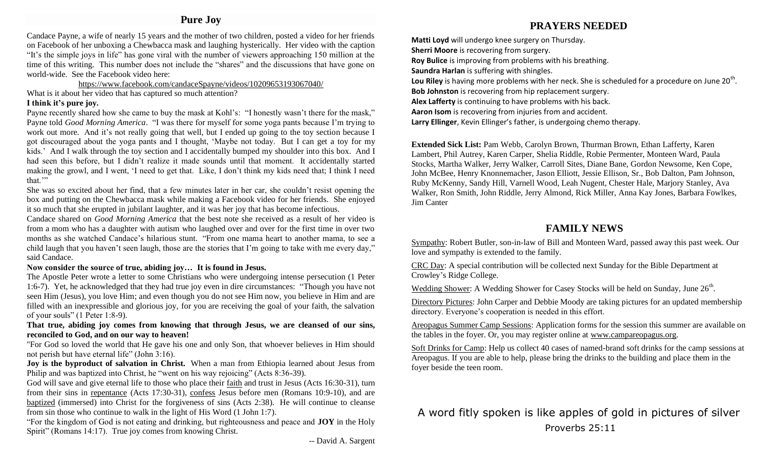## Pure Joy

Candace Payne, a wife of nearly 15 years and the mother of two children, posted a video for her friends on Facebook of her unboxing a Chewbacca mask and laughing hysterically. Her video with the caption "It's the simple joys in life" has gone viral with the number of viewers approaching 150 million at the time of this writing. This number does not include the "shares" and the discussions that have gone on world-wide. See the Facebook video here:

https://www.facebook.com/candaceSpayne/videos/10209653193067040/

What is it about her video that has captured so much attention?

**I think it's pure joy.**

Payne recently shared how she came to buy the mask at Kohl's: "I honestly wasn't there for the mask," Payne told *Good Morning America*. "I was there for myself for some yoga pants because I'm trying to work out more. And it's not really going that well, but I ended up going to the toy section because I got discouraged about the yoga pants and I thought, 'Maybe not today. But I can get a toy for my kids.' And I walk through the toy section and I accidentally bumped my shoulder into this box. And I had seen this before, but I didn't realize it made sounds until that moment. It accidentally started making the growl, and I went, 'I need to get that. Like, I don't think my kids need that; I think I need that.'"

She was so excited about her find, that a few minutes later in her car, she couldn't resist opening the box and putting on the Chewbacca mask while making a Facebook video for her friends. She enjoyed it so much that she erupted in jubilant laughter, and it was her joy that has become infectious.

Candace shared on *Good Morning America* that the best note she received as a result of her video is from a mom who has a daughter with autism who laughed over and over for the first time in over two months as she watched Candace's hilarious stunt. "From one mama heart to another mama, to see a child laugh that you haven't seen laugh, those are the stories that I'm going to take with me every day," said Candace.

**Now consider the source of true, abiding joy… It is found in Jesus.**

The Apostle Peter wrote a letter to some Christians who were undergoing intense persecution (1 Peter 1:6-7). Yet, he acknowledged that they had true joy even in dire circumstances: "Though you have not seen Him (Jesus), you love Him; and even though you do not see Him now, you believe in Him and are filled with an inexpressible and glorious joy, for you are receiving the goal of your faith, the salvation of your souls" (1 Peter 1:8-9).

**That true, abiding joy comes from knowing that through Jesus, we are cleansed of our sins, reconciled to God, and on our way to heaven!**

"For God so loved the world that He gave his one and only Son, that whoever believes in Him should not perish but have eternal life" (John 3:16).

**Joy is the byproduct of salvation in Christ.** When a man from Ethiopia learned about Jesus from Philip and was baptized into Christ, he "went on his way rejoicing" (Acts 8:36-39).

God will save and give eternal life to those who place their faith and trust in Jesus (Acts 16:30-31), turn from their sins in repentance (Acts 17:30-31), confess Jesus before men (Romans 10:9-10), and are baptized (immersed) into Christ for the forgiveness of sins (Acts 2:38). He will continue to cleanse from sin those who continue to walk in the light of His Word (1 John 1:7).

"For the kingdom of God is not eating and drinking, but righteousness and peace and **JOY** in the Holy Spirit" (Romans 14:17). True joy comes from knowing Christ.

-- David A. Sargent

## PRAYERS NEEDED

**Matti Loyd** will undergo knee surgery on Thursday.
**Sherri Moore** is recovering from surgery.
**Roy Bulice** is improving from problems with his breathing.
**Saundra Harlan** is suffering with shingles.
**Lou Riley** is having more problems with her neck. She is scheduled for a procedure on June 20th.
**Bob Johnston** is recovering from hip replacement surgery.
**Alex Lafferty** is continuing to have problems with his back.
**Aaron Isom** is recovering from injuries from and accident.
**Larry Ellinger**, Kevin Ellinger's father, is undergoing chemo therapy.

**Extended Sick List:** Pam Webb, Carolyn Brown, Thurman Brown, Ethan Lafferty, Karen Lambert, Phil Autrey, Karen Carper, Shelia Riddle, Robie Permenter, Monteen Ward, Paula Stocks, Martha Walker, Jerry Walker, Carroll Sites, Diane Bane, Gordon Newsome, Ken Cope, John McBee, Henry Knonnemacher, Jason Elliott, Jessie Ellison, Sr., Bob Dalton, Pam Johnson, Ruby McKenny, Sandy Hill, Varnell Wood, Leah Nugent, Chester Hale, Marjory Stanley, Ava Walker, Ron Smith, John Riddle, Jerry Almond, Rick Miller, Anna Kay Jones, Barbara Fowlkes, Jim Canter

## FAMILY NEWS

Sympathy: Robert Butler, son-in-law of Bill and Monteen Ward, passed away this past week. Our love and sympathy is extended to the family.

CRC Day: A special contribution will be collected next Sunday for the Bible Department at Crowley's Ridge College.

Wedding Shower: A Wedding Shower for Casey Stocks will be held on Sunday, June 26th.

Directory Pictures: John Carper and Debbie Moody are taking pictures for an updated membership directory. Everyone's cooperation is needed in this effort.

Areopagus Summer Camp Sessions: Application forms for the session this summer are available on the tables in the foyer. Or, you may register online at www.campareopagus.org.

Soft Drinks for Camp: Help us collect 40 cases of named-brand soft drinks for the camp sessions at Areopagus. If you are able to help, please bring the drinks to the building and place them in the foyer beside the teen room.

A word fitly spoken is like apples of gold in pictures of silver
Proverbs 25:11